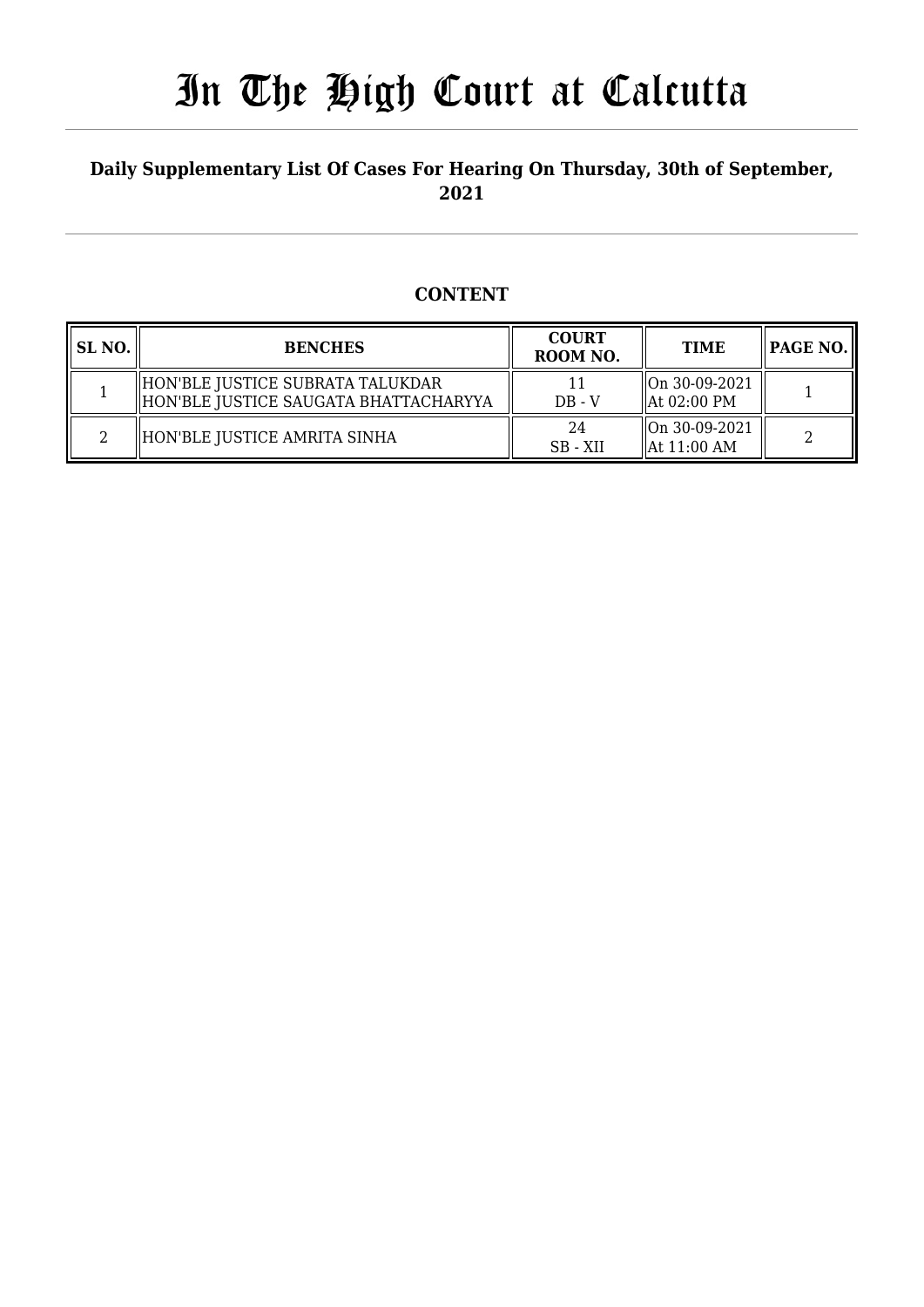# In The High Court at Calcutta

## Daily Supplementary List Of Cases For Hearing On Thursday, 30th of September, 2021

### CONTENT

| SL NO. | BENCHES | COURT ROOM NO. | TIME | PAGE NO. |
|---|---|---|---|---|
| 1 | HON'BLE JUSTICE SUBRATA TALUKDAR<br>HON'BLE JUSTICE SAUGATA BHATTACHARYYA | 11<br>DB - V | On 30-09-2021<br>At 02:00 PM | 1 |
| 2 | HON'BLE JUSTICE AMRITA SINHA | 24<br>SB - XII | On 30-09-2021<br>At 11:00 AM | 2 |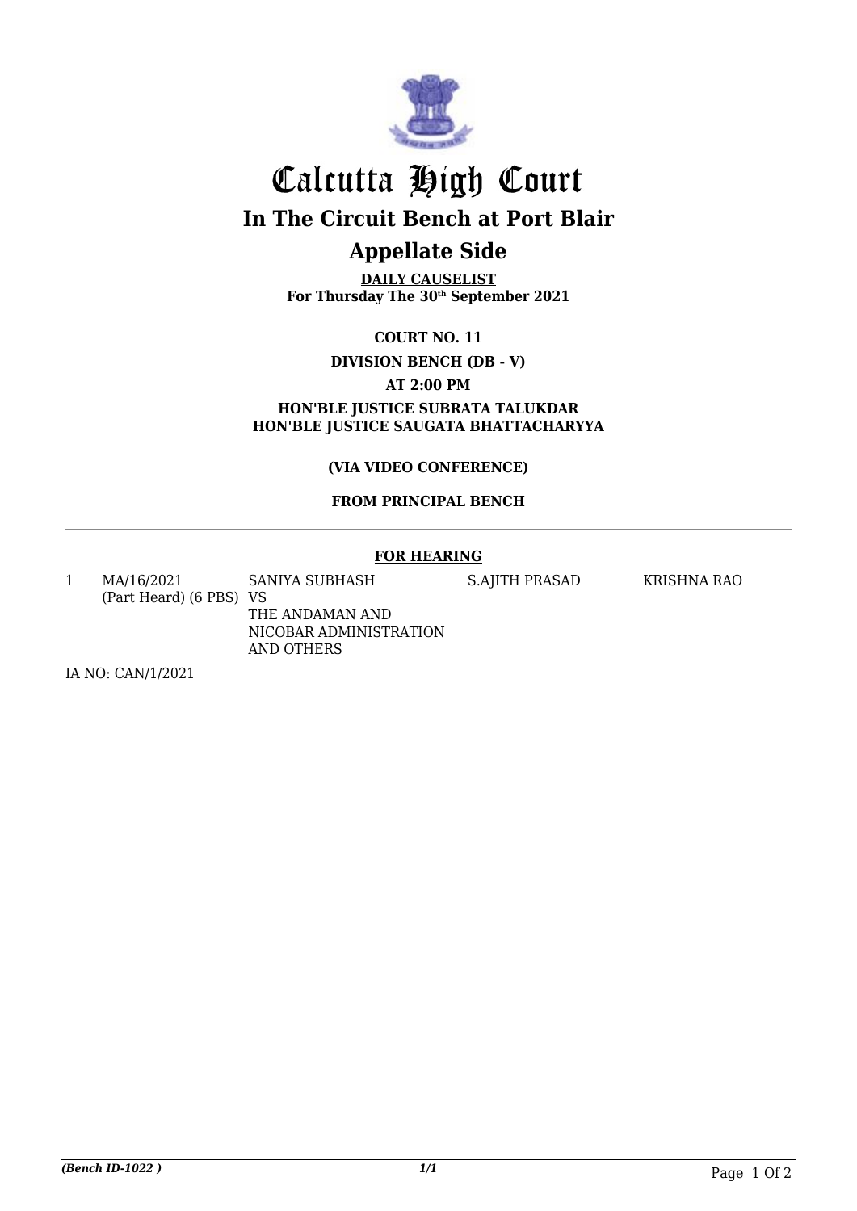# Calcutta High Court

## In The Circuit Bench at Port Blair

## Appellate Side

**DAILY CAUSELIST**
**For Thursday The 30th September 2021**

**COURT NO. 11**

**DIVISION BENCH (DB - V)**

**AT 2:00 PM**

**HON'BLE JUSTICE SUBRATA TALUKDAR**
**HON'BLE JUSTICE SAUGATA BHATTACHARYYA**

**(VIA VIDEO CONFERENCE)**

**FROM PRINCIPAL BENCH**

**FOR HEARING**

| | | | | |
|---|---|---|---|---|
| 1 | MA/16/2021 (Part Heard) (6 PBS) | SANIYA SUBHASH VS THE ANDAMAN AND NICOBAR ADMINISTRATION AND OTHERS | S.AJITH PRASAD | KRISHNA RAO |

IA NO: CAN/1/2021

*(Bench ID-1022 )* 1/1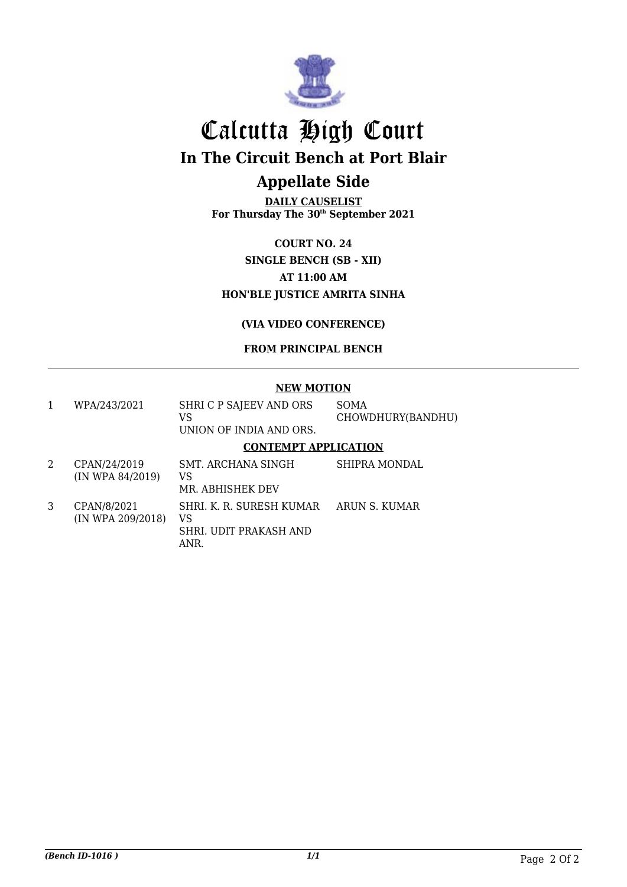# Calcutta High Court

## In The Circuit Bench at Port Blair

## Appellate Side

**DAILY CAUSELIST**
**For Thursday The 30th September 2021**

**COURT NO. 24**
**SINGLE BENCH (SB - XII)**
**AT 11:00 AM**
**HON'BLE JUSTICE AMRITA SINHA**

**(VIA VIDEO CONFERENCE)**

**FROM PRINCIPAL BENCH**

**NEW MOTION**

| | | | |
|---|---|---|---|
| 1 | WPA/243/2021 | SHRI C P SAJEEV AND ORS VS UNION OF INDIA AND ORS. | SOMA CHOWDHURY(BANDHU) |

**CONTEMPT APPLICATION**

| | | | |
|---|---|---|---|
| 2 | CPAN/24/2019 (IN WPA 84/2019) | SMT. ARCHANA SINGH VS MR. ABHISHEK DEV | SHIPRA MONDAL |
| 3 | CPAN/8/2021 (IN WPA 209/2018) | SHRI. K. R. SURESH KUMAR VS SHRI. UDIT PRAKASH AND ANR. | ARUN S. KUMAR |

*(Bench ID-1016 )* 1/1